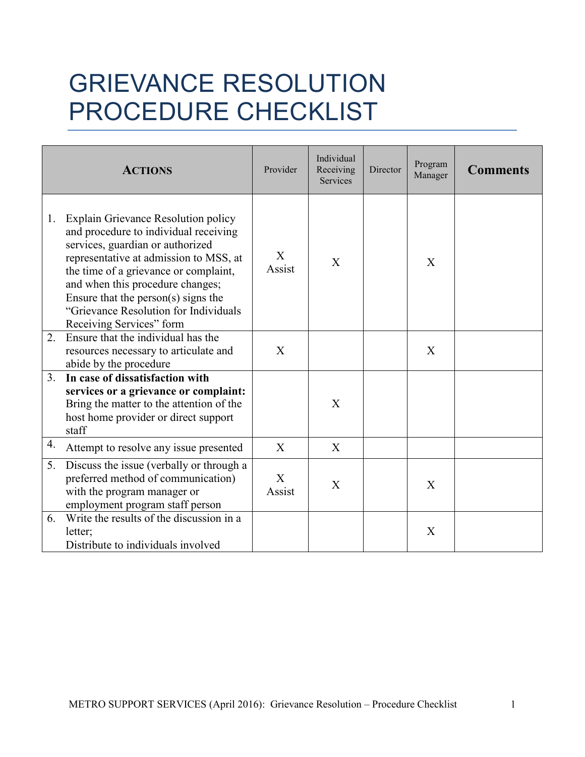# GRIEVANCE RESOLUTION PROCEDURE CHECKLIST

| ACTIONS | Provider | Individual Receiving Services | Director | Program Manager | Comments |
|---|---|---|---|---|---|
| 1. Explain Grievance Resolution policy and procedure to individual receiving services, guardian or authorized representative at admission to MSS, at the time of a grievance or complaint, and when this procedure changes; Ensure that the person(s) signs the "Grievance Resolution for Individuals Receiving Services" form | X Assist | X | | X | |
| 2. Ensure that the individual has the resources necessary to articulate and abide by the procedure | X | | | X | |
| 3. **In case of dissatisfaction with services or a grievance or complaint:** Bring the matter to the attention of the host home provider or direct support staff | | X | | | |
| 4. Attempt to resolve any issue presented | X | X | | | |
| 5. Discuss the issue (verbally or through a preferred method of communication) with the program manager or employment program staff person | X Assist | X | | X | |
| 6. Write the results of the discussion in a letter; Distribute to individuals involved | | | | X | |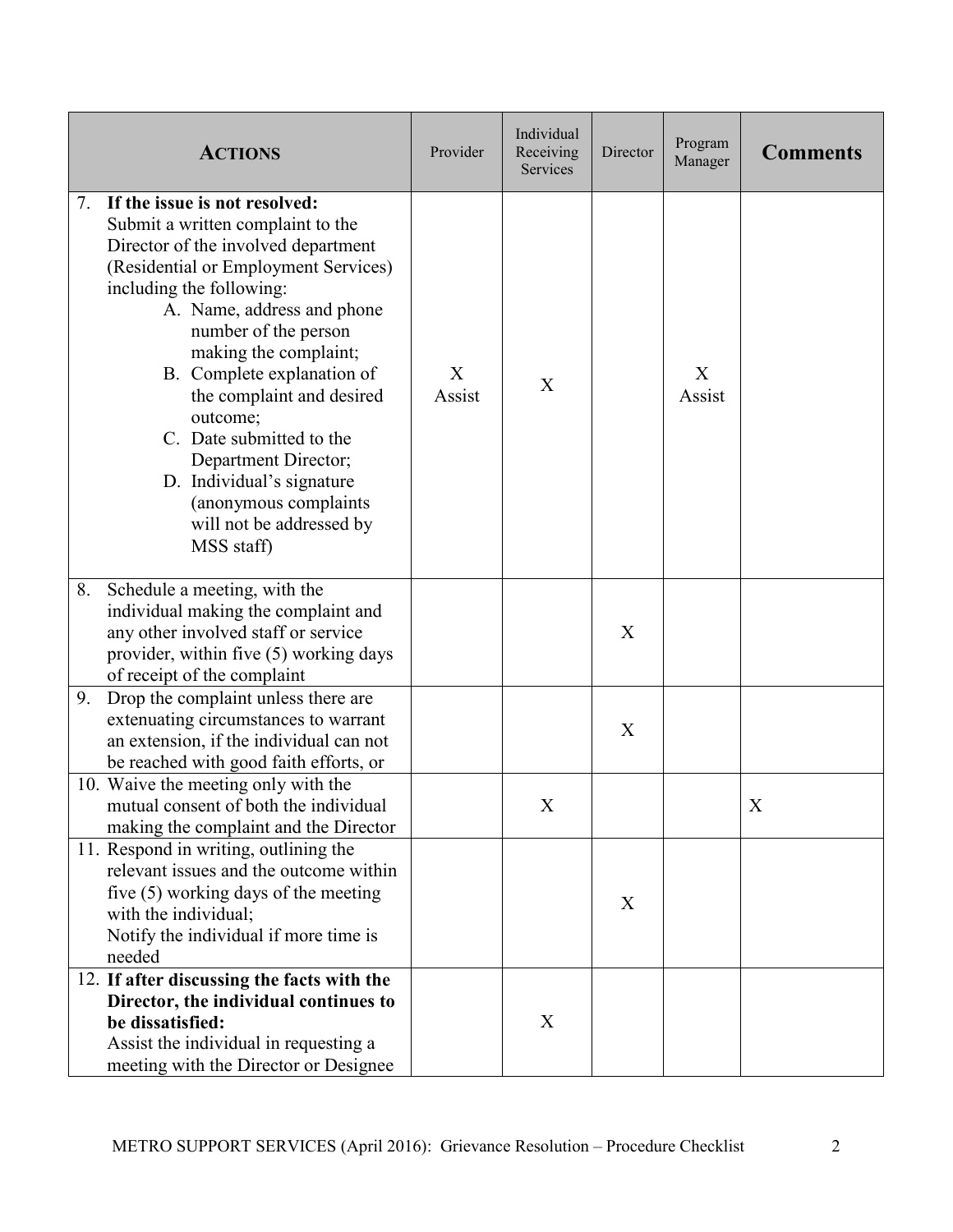| ACTIONS | Provider | Individual Receiving Services | Director | Program Manager | Comments |
|---|---|---|---|---|---|
| 7. **If the issue is not resolved:** Submit a written complaint to the Director of the involved department (Residential or Employment Services) including the following: A. Name, address and phone number of the person making the complaint; B. Complete explanation of the complaint and desired outcome; C. Date submitted to the Department Director; D. Individual's signature (anonymous complaints will not be addressed by MSS staff) | X Assist | X | | X Assist | |
| 8. Schedule a meeting, with the individual making the complaint and any other involved staff or service provider, within five (5) working days of receipt of the complaint | | | X | | |
| 9. Drop the complaint unless there are extenuating circumstances to warrant an extension, if the individual can not be reached with good faith efforts, or | | | X | | |
| 10. Waive the meeting only with the mutual consent of both the individual making the complaint and the Director | | X | | | X |
| 11. Respond in writing, outlining the relevant issues and the outcome within five (5) working days of the meeting with the individual; Notify the individual if more time is needed | | | X | | |
| 12. **If after discussing the facts with the Director, the individual continues to be dissatisfied:** Assist the individual in requesting a meeting with the Director or Designee | | X | | | |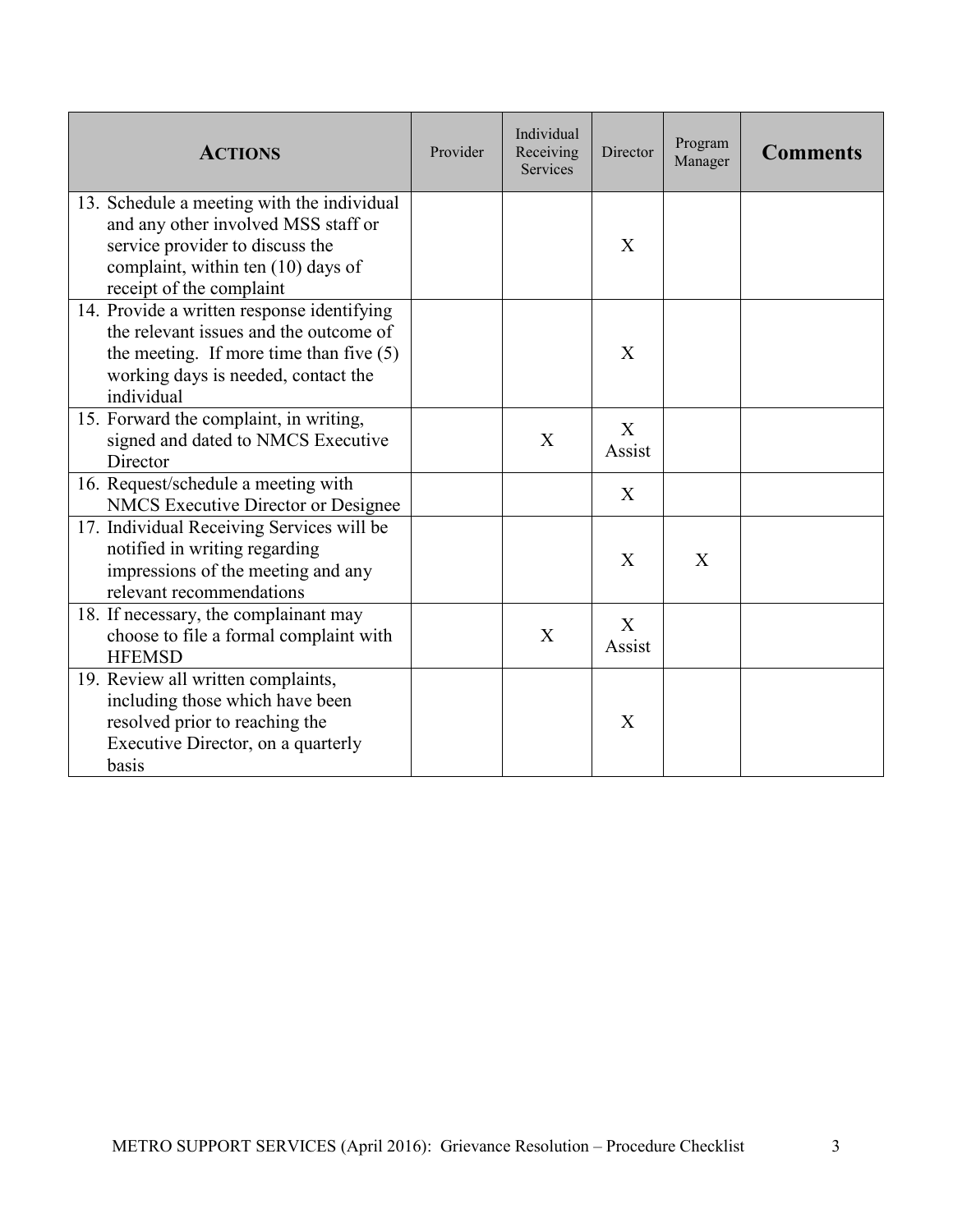| **ACTIONS** | Provider | Individual Receiving Services | Director | Program Manager | **Comments** |
|---|---|---|---|---|---|
| 13. Schedule a meeting with the individual and any other involved MSS staff or service provider to discuss the complaint, within ten (10) days of receipt of the complaint | | | X | | |
| 14. Provide a written response identifying the relevant issues and the outcome of the meeting. If more time than five (5) working days is needed, contact the individual | | | X | | |
| 15. Forward the complaint, in writing, signed and dated to NMCS Executive Director | | X | X Assist | | |
| 16. Request/schedule a meeting with NMCS Executive Director or Designee | | | X | | |
| 17. Individual Receiving Services will be notified in writing regarding impressions of the meeting and any relevant recommendations | | | X | X | |
| 18. If necessary, the complainant may choose to file a formal complaint with HFEMSD | | X | X Assist | | |
| 19. Review all written complaints, including those which have been resolved prior to reaching the Executive Director, on a quarterly basis | | | X | | |